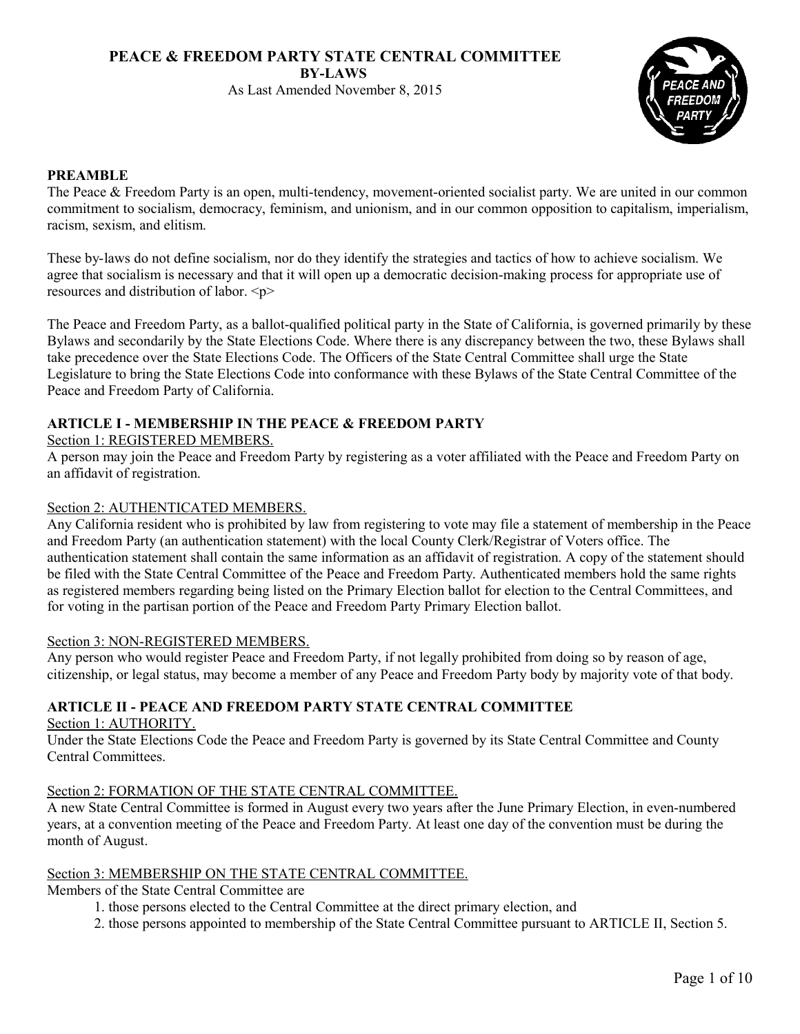# PEACE & FREEDOM PARTY STATE CENTRAL COMMITTEE

## BY-LAWS

As Last Amended November 8, 2015

## PREAMBLE

The Peace & Freedom Party is an open, multi-tendency, movement-oriented socialist party. We are united in our common commitment to socialism, democracy, feminism, and unionism, and in our common opposition to capitalism, imperialism, racism, sexism, and elitism.

These by-laws do not define socialism, nor do they identify the strategies and tactics of how to achieve socialism. We agree that socialism is necessary and that it will open up a democratic decision-making process for appropriate use of resources and distribution of labor. <p>

The Peace and Freedom Party, as a ballot-qualified political party in the State of California, is governed primarily by these Bylaws and secondarily by the State Elections Code. Where there is any discrepancy between the two, these Bylaws shall take precedence over the State Elections Code. The Officers of the State Central Committee shall urge the State Legislature to bring the State Elections Code into conformance with these Bylaws of the State Central Committee of the Peace and Freedom Party of California.

## ARTICLE I - MEMBERSHIP IN THE PEACE & FREEDOM PARTY

Section 1: REGISTERED MEMBERS.

A person may join the Peace and Freedom Party by registering as a voter affiliated with the Peace and Freedom Party on an affidavit of registration.

Section 2: AUTHENTICATED MEMBERS.

Any California resident who is prohibited by law from registering to vote may file a statement of membership in the Peace and Freedom Party (an authentication statement) with the local County Clerk/Registrar of Voters office. The authentication statement shall contain the same information as an affidavit of registration. A copy of the statement should be filed with the State Central Committee of the Peace and Freedom Party. Authenticated members hold the same rights as registered members regarding being listed on the Primary Election ballot for election to the Central Committees, and for voting in the partisan portion of the Peace and Freedom Party Primary Election ballot.

Section 3: NON-REGISTERED MEMBERS.

Any person who would register Peace and Freedom Party, if not legally prohibited from doing so by reason of age, citizenship, or legal status, may become a member of any Peace and Freedom Party body by majority vote of that body.

## ARTICLE II - PEACE AND FREEDOM PARTY STATE CENTRAL COMMITTEE

Section 1: AUTHORITY.

Under the State Elections Code the Peace and Freedom Party is governed by its State Central Committee and County Central Committees.

Section 2: FORMATION OF THE STATE CENTRAL COMMITTEE.

A new State Central Committee is formed in August every two years after the June Primary Election, in even-numbered years, at a convention meeting of the Peace and Freedom Party. At least one day of the convention must be during the month of August.

Section 3: MEMBERSHIP ON THE STATE CENTRAL COMMITTEE.

Members of the State Central Committee are

1. those persons elected to the Central Committee at the direct primary election, and
2. those persons appointed to membership of the State Central Committee pursuant to ARTICLE II, Section 5.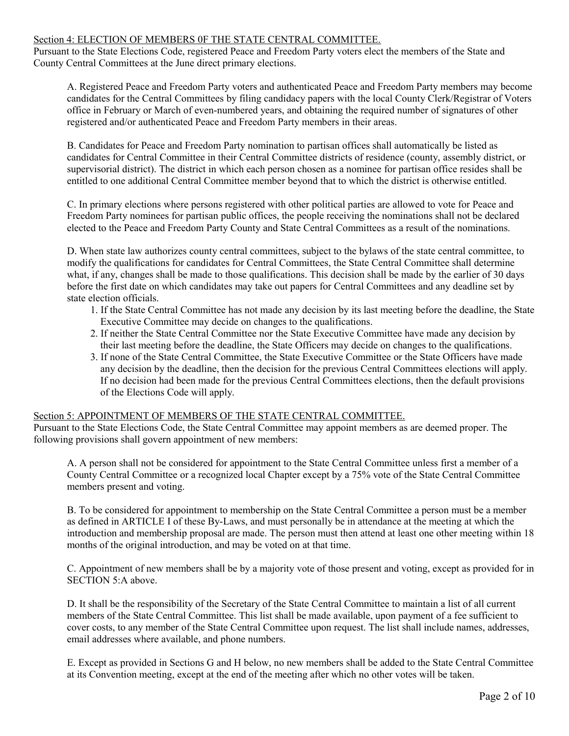## Section 4: ELECTION OF MEMBERS 0F THE STATE CENTRAL COMMITTEE.

Pursuant to the State Elections Code, registered Peace and Freedom Party voters elect the members of the State and County Central Committees at the June direct primary elections.

A. Registered Peace and Freedom Party voters and authenticated Peace and Freedom Party members may become candidates for the Central Committees by filing candidacy papers with the local County Clerk/Registrar of Voters office in February or March of even-numbered years, and obtaining the required number of signatures of other registered and/or authenticated Peace and Freedom Party members in their areas.

B. Candidates for Peace and Freedom Party nomination to partisan offices shall automatically be listed as candidates for Central Committee in their Central Committee districts of residence (county, assembly district, or supervisorial district). The district in which each person chosen as a nominee for partisan office resides shall be entitled to one additional Central Committee member beyond that to which the district is otherwise entitled.

C. In primary elections where persons registered with other political parties are allowed to vote for Peace and Freedom Party nominees for partisan public offices, the people receiving the nominations shall not be declared elected to the Peace and Freedom Party County and State Central Committees as a result of the nominations.

D. When state law authorizes county central committees, subject to the bylaws of the state central committee, to modify the qualifications for candidates for Central Committees, the State Central Committee shall determine what, if any, changes shall be made to those qualifications. This decision shall be made by the earlier of 30 days before the first date on which candidates may take out papers for Central Committees and any deadline set by state election officials.

1. If the State Central Committee has not made any decision by its last meeting before the deadline, the State Executive Committee may decide on changes to the qualifications.
2. If neither the State Central Committee nor the State Executive Committee have made any decision by their last meeting before the deadline, the State Officers may decide on changes to the qualifications.
3. If none of the State Central Committee, the State Executive Committee or the State Officers have made any decision by the deadline, then the decision for the previous Central Committees elections will apply. If no decision had been made for the previous Central Committees elections, then the default provisions of the Elections Code will apply.

## Section 5: APPOINTMENT OF MEMBERS OF THE STATE CENTRAL COMMITTEE.

Pursuant to the State Elections Code, the State Central Committee may appoint members as are deemed proper. The following provisions shall govern appointment of new members:

A. A person shall not be considered for appointment to the State Central Committee unless first a member of a County Central Committee or a recognized local Chapter except by a 75% vote of the State Central Committee members present and voting.

B. To be considered for appointment to membership on the State Central Committee a person must be a member as defined in ARTICLE I of these By-Laws, and must personally be in attendance at the meeting at which the introduction and membership proposal are made. The person must then attend at least one other meeting within 18 months of the original introduction, and may be voted on at that time.

C. Appointment of new members shall be by a majority vote of those present and voting, except as provided for in SECTION 5:A above.

D. It shall be the responsibility of the Secretary of the State Central Committee to maintain a list of all current members of the State Central Committee. This list shall be made available, upon payment of a fee sufficient to cover costs, to any member of the State Central Committee upon request. The list shall include names, addresses, email addresses where available, and phone numbers.

E. Except as provided in Sections G and H below, no new members shall be added to the State Central Committee at its Convention meeting, except at the end of the meeting after which no other votes will be taken.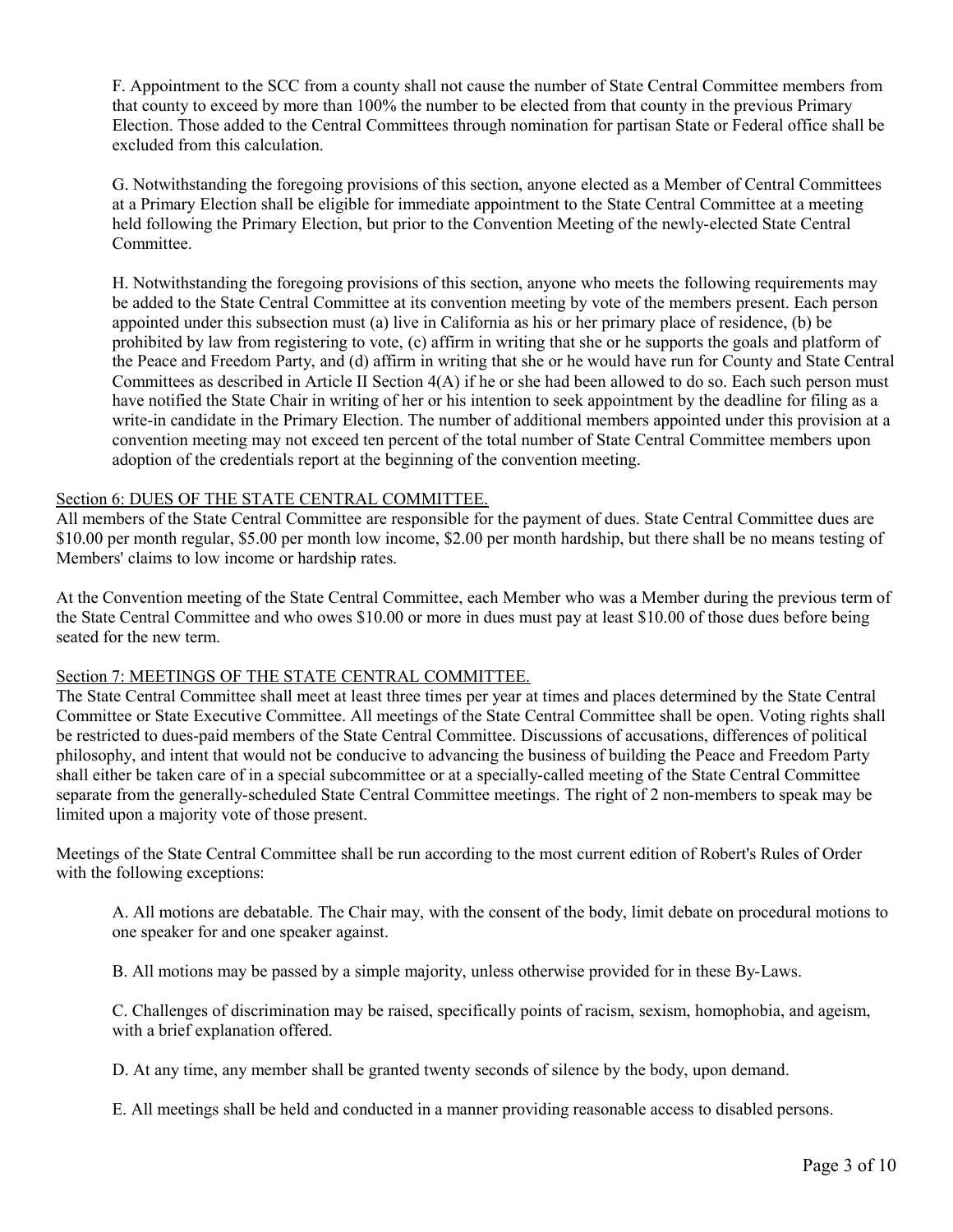F. Appointment to the SCC from a county shall not cause the number of State Central Committee members from that county to exceed by more than 100% the number to be elected from that county in the previous Primary Election. Those added to the Central Committees through nomination for partisan State or Federal office shall be excluded from this calculation.

G. Notwithstanding the foregoing provisions of this section, anyone elected as a Member of Central Committees at a Primary Election shall be eligible for immediate appointment to the State Central Committee at a meeting held following the Primary Election, but prior to the Convention Meeting of the newly-elected State Central Committee.

H. Notwithstanding the foregoing provisions of this section, anyone who meets the following requirements may be added to the State Central Committee at its convention meeting by vote of the members present. Each person appointed under this subsection must (a) live in California as his or her primary place of residence, (b) be prohibited by law from registering to vote, (c) affirm in writing that she or he supports the goals and platform of the Peace and Freedom Party, and (d) affirm in writing that she or he would have run for County and State Central Committees as described in Article II Section 4(A) if he or she had been allowed to do so. Each such person must have notified the State Chair in writing of her or his intention to seek appointment by the deadline for filing as a write-in candidate in the Primary Election. The number of additional members appointed under this provision at a convention meeting may not exceed ten percent of the total number of State Central Committee members upon adoption of the credentials report at the beginning of the convention meeting.

Section 6: DUES OF THE STATE CENTRAL COMMITTEE.

All members of the State Central Committee are responsible for the payment of dues. State Central Committee dues are $10.00 per month regular, $5.00 per month low income, $2.00 per month hardship, but there shall be no means testing of Members' claims to low income or hardship rates.

At the Convention meeting of the State Central Committee, each Member who was a Member during the previous term of the State Central Committee and who owes $10.00 or more in dues must pay at least $10.00 of those dues before being seated for the new term.

Section 7: MEETINGS OF THE STATE CENTRAL COMMITTEE.

The State Central Committee shall meet at least three times per year at times and places determined by the State Central Committee or State Executive Committee. All meetings of the State Central Committee shall be open. Voting rights shall be restricted to dues-paid members of the State Central Committee. Discussions of accusations, differences of political philosophy, and intent that would not be conducive to advancing the business of building the Peace and Freedom Party shall either be taken care of in a special subcommittee or at a specially-called meeting of the State Central Committee separate from the generally-scheduled State Central Committee meetings. The right of 2 non-members to speak may be limited upon a majority vote of those present.

Meetings of the State Central Committee shall be run according to the most current edition of Robert's Rules of Order with the following exceptions:

A. All motions are debatable. The Chair may, with the consent of the body, limit debate on procedural motions to one speaker for and one speaker against.

B. All motions may be passed by a simple majority, unless otherwise provided for in these By-Laws.

C. Challenges of discrimination may be raised, specifically points of racism, sexism, homophobia, and ageism, with a brief explanation offered.

D. At any time, any member shall be granted twenty seconds of silence by the body, upon demand.

E. All meetings shall be held and conducted in a manner providing reasonable access to disabled persons.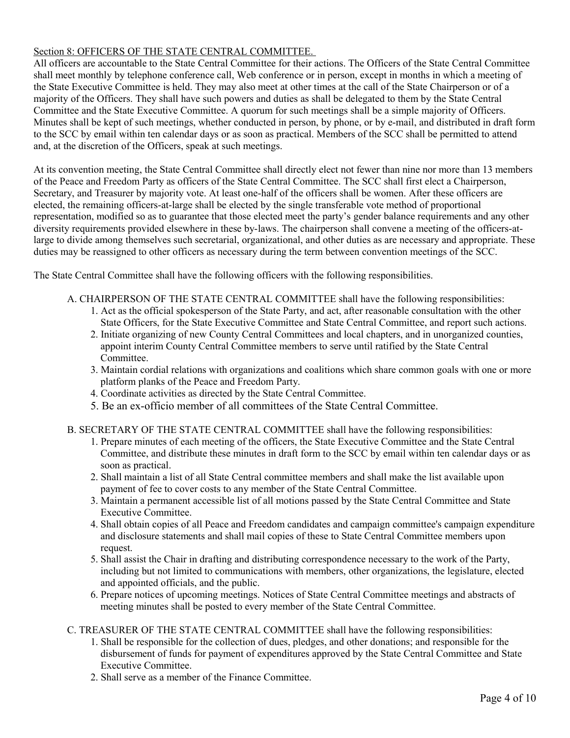<u>Section 8: OFFICERS OF THE STATE CENTRAL COMMITTEE.</u>

All officers are accountable to the State Central Committee for their actions. The Officers of the State Central Committee shall meet monthly by telephone conference call, Web conference or in person, except in months in which a meeting of the State Executive Committee is held. They may also meet at other times at the call of the State Chairperson or of a majority of the Officers. They shall have such powers and duties as shall be delegated to them by the State Central Committee and the State Executive Committee. A quorum for such meetings shall be a simple majority of Officers. Minutes shall be kept of such meetings, whether conducted in person, by phone, or by e-mail, and distributed in draft form to the SCC by email within ten calendar days or as soon as practical. Members of the SCC shall be permitted to attend and, at the discretion of the Officers, speak at such meetings.

At its convention meeting, the State Central Committee shall directly elect not fewer than nine nor more than 13 members of the Peace and Freedom Party as officers of the State Central Committee. The SCC shall first elect a Chairperson, Secretary, and Treasurer by majority vote. At least one-half of the officers shall be women. After these officers are elected, the remaining officers-at-large shall be elected by the single transferable vote method of proportional representation, modified so as to guarantee that those elected meet the party's gender balance requirements and any other diversity requirements provided elsewhere in these by-laws. The chairperson shall convene a meeting of the officers-at-large to divide among themselves such secretarial, organizational, and other duties as are necessary and appropriate. These duties may be reassigned to other officers as necessary during the term between convention meetings of the SCC.

The State Central Committee shall have the following officers with the following responsibilities.

A. CHAIRPERSON OF THE STATE CENTRAL COMMITTEE shall have the following responsibilities:
1. Act as the official spokesperson of the State Party, and act, after reasonable consultation with the other State Officers, for the State Executive Committee and State Central Committee, and report such actions.
2. Initiate organizing of new County Central Committees and local chapters, and in unorganized counties, appoint interim County Central Committee members to serve until ratified by the State Central Committee.
3. Maintain cordial relations with organizations and coalitions which share common goals with one or more platform planks of the Peace and Freedom Party.
4. Coordinate activities as directed by the State Central Committee.
5. Be an ex-officio member of all committees of the State Central Committee.

B. SECRETARY OF THE STATE CENTRAL COMMITTEE shall have the following responsibilities:
1. Prepare minutes of each meeting of the officers, the State Executive Committee and the State Central Committee, and distribute these minutes in draft form to the SCC by email within ten calendar days or as soon as practical.
2. Shall maintain a list of all State Central committee members and shall make the list available upon payment of fee to cover costs to any member of the State Central Committee.
3. Maintain a permanent accessible list of all motions passed by the State Central Committee and State Executive Committee.
4. Shall obtain copies of all Peace and Freedom candidates and campaign committee's campaign expenditure and disclosure statements and shall mail copies of these to State Central Committee members upon request.
5. Shall assist the Chair in drafting and distributing correspondence necessary to the work of the Party, including but not limited to communications with members, other organizations, the legislature, elected and appointed officials, and the public.
6. Prepare notices of upcoming meetings. Notices of State Central Committee meetings and abstracts of meeting minutes shall be posted to every member of the State Central Committee.

C. TREASURER OF THE STATE CENTRAL COMMITTEE shall have the following responsibilities:
1. Shall be responsible for the collection of dues, pledges, and other donations; and responsible for the disbursement of funds for payment of expenditures approved by the State Central Committee and State Executive Committee.
2. Shall serve as a member of the Finance Committee.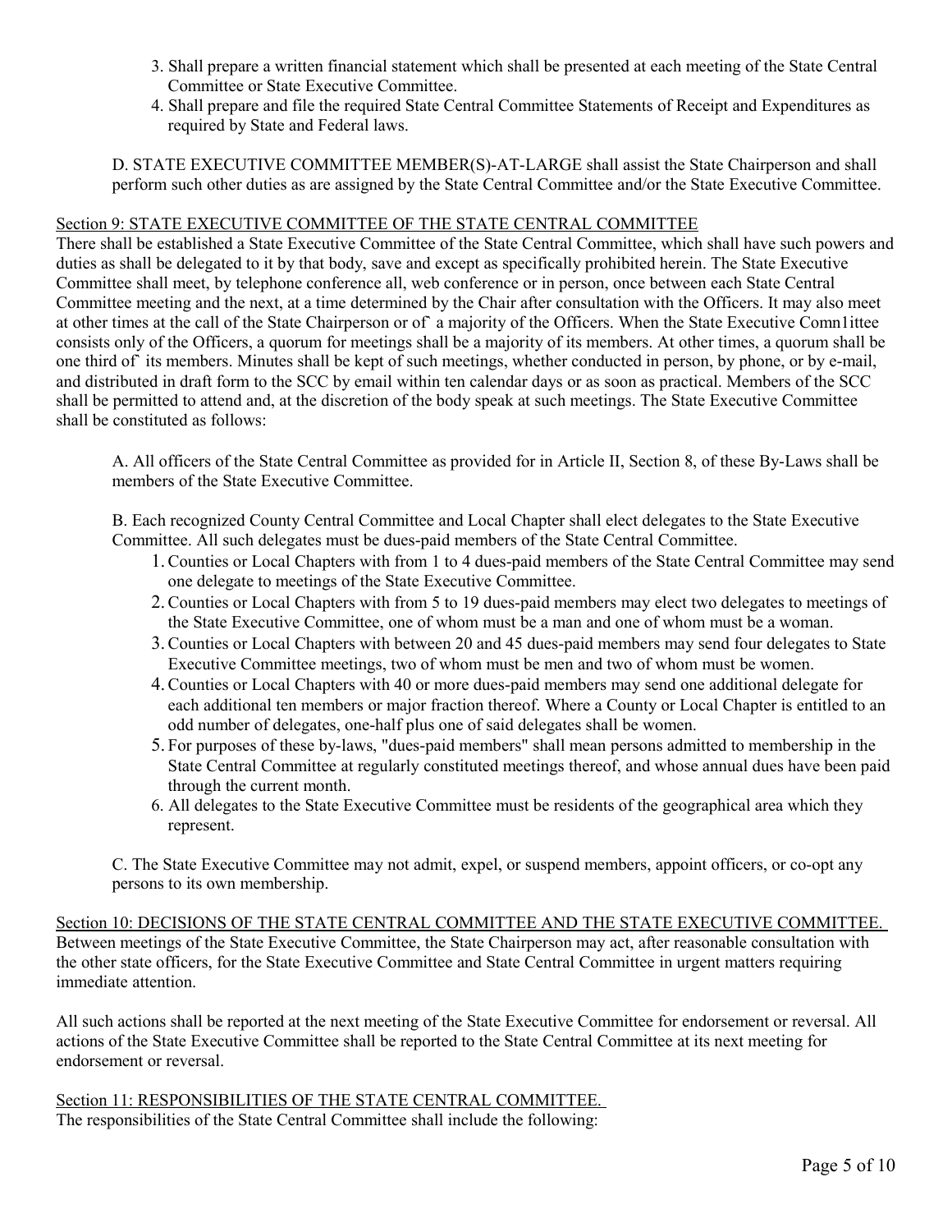3. Shall prepare a written financial statement which shall be presented at each meeting of the State Central Committee or State Executive Committee.
4. Shall prepare and file the required State Central Committee Statements of Receipt and Expenditures as required by State and Federal laws.

D. STATE EXECUTIVE COMMITTEE MEMBER(S)-AT-LARGE shall assist the State Chairperson and shall perform such other duties as are assigned by the State Central Committee and/or the State Executive Committee.

Section 9: STATE EXECUTIVE COMMITTEE OF THE STATE CENTRAL COMMITTEE

There shall be established a State Executive Committee of the State Central Committee, which shall have such powers and duties as shall be delegated to it by that body, save and except as specifically prohibited herein. The State Executive Committee shall meet, by telephone conference all, web conference or in person, once between each State Central Committee meeting and the next, at a time determined by the Chair after consultation with the Officers. It may also meet at other times at the call of the State Chairperson or of` a majority of the Officers. When the State Executive Comn1ittee consists only of the Officers, a quorum for meetings shall be a majority of its members. At other times, a quorum shall be one third of` its members. Minutes shall be kept of such meetings, whether conducted in person, by phone, or by e-mail, and distributed in draft form to the SCC by email within ten calendar days or as soon as practical. Members of the SCC shall be permitted to attend and, at the discretion of the body speak at such meetings. The State Executive Committee shall be constituted as follows:

A. All officers of the State Central Committee as provided for in Article II, Section 8, of these By-Laws shall be members of the State Executive Committee.

B. Each recognized County Central Committee and Local Chapter shall elect delegates to the State Executive Committee. All such delegates must be dues-paid members of the State Central Committee.

1. Counties or Local Chapters with from 1 to 4 dues-paid members of the State Central Committee may send one delegate to meetings of the State Executive Committee.
2. Counties or Local Chapters with from 5 to 19 dues-paid members may elect two delegates to meetings of the State Executive Committee, one of whom must be a man and one of whom must be a woman.
3. Counties or Local Chapters with between 20 and 45 dues-paid members may send four delegates to State Executive Committee meetings, two of whom must be men and two of whom must be women.
4. Counties or Local Chapters with 40 or more dues-paid members may send one additional delegate for each additional ten members or major fraction thereof. Where a County or Local Chapter is entitled to an odd number of delegates, one-half plus one of said delegates shall be women.
5. For purposes of these by-laws, "dues-paid members" shall mean persons admitted to membership in the State Central Committee at regularly constituted meetings thereof, and whose annual dues have been paid through the current month.
6. All delegates to the State Executive Committee must be residents of the geographical area which they represent.

C. The State Executive Committee may not admit, expel, or suspend members, appoint officers, or co-opt any persons to its own membership.

Section 10: DECISIONS OF THE STATE CENTRAL COMMITTEE AND THE STATE EXECUTIVE COMMITTEE.

Between meetings of the State Executive Committee, the State Chairperson may act, after reasonable consultation with the other state officers, for the State Executive Committee and State Central Committee in urgent matters requiring immediate attention.

All such actions shall be reported at the next meeting of the State Executive Committee for endorsement or reversal. All actions of the State Executive Committee shall be reported to the State Central Committee at its next meeting for endorsement or reversal.

Section 11: RESPONSIBILITIES OF THE STATE CENTRAL COMMITTEE.

The responsibilities of the State Central Committee shall include the following: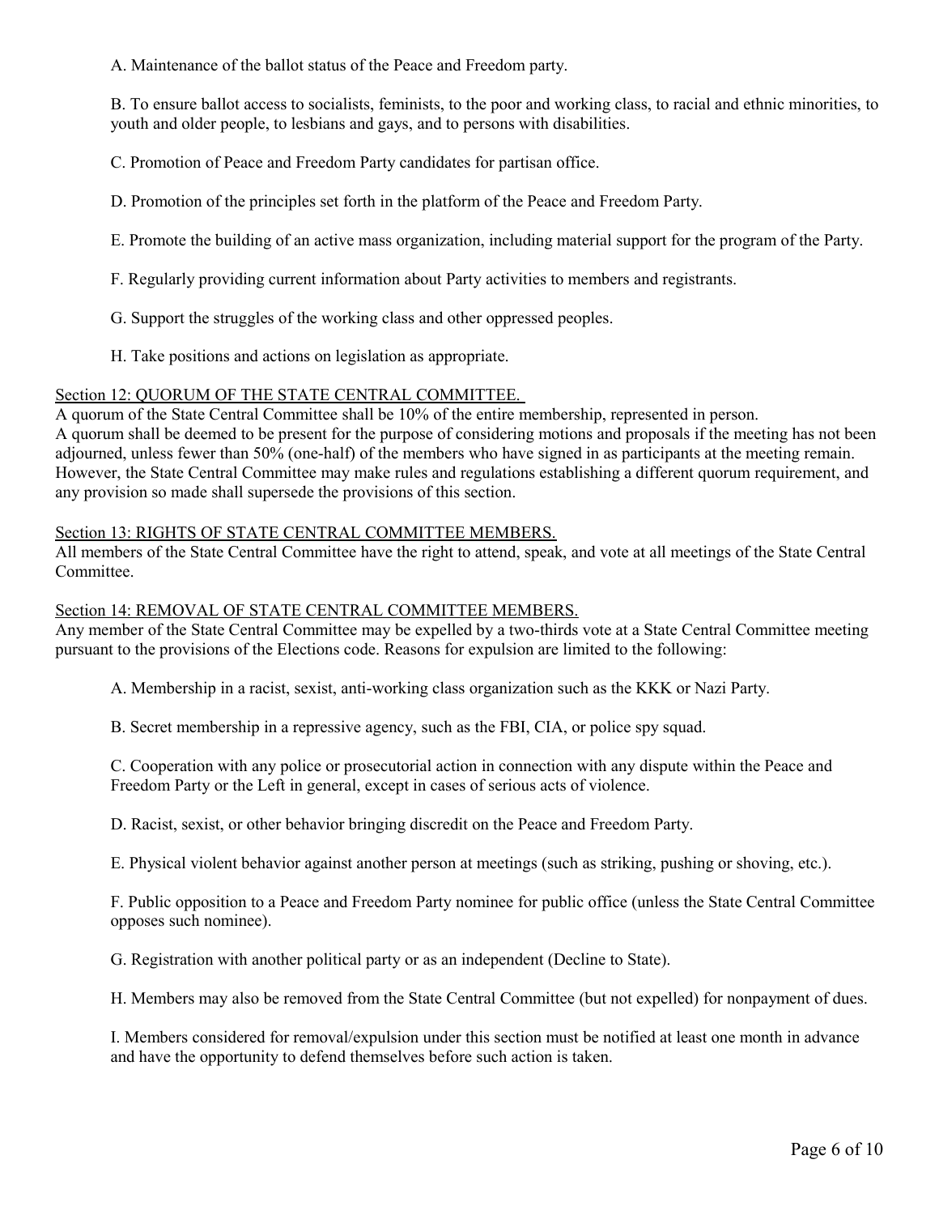A. Maintenance of the ballot status of the Peace and Freedom party.

B. To ensure ballot access to socialists, feminists, to the poor and working class, to racial and ethnic minorities, to youth and older people, to lesbians and gays, and to persons with disabilities.

C. Promotion of Peace and Freedom Party candidates for partisan office.

D. Promotion of the principles set forth in the platform of the Peace and Freedom Party.

E. Promote the building of an active mass organization, including material support for the program of the Party.

F. Regularly providing current information about Party activities to members and registrants.

G. Support the struggles of the working class and other oppressed peoples.

H. Take positions and actions on legislation as appropriate.

Section 12: QUORUM OF THE STATE CENTRAL COMMITTEE.

A quorum of the State Central Committee shall be 10% of the entire membership, represented in person.
A quorum shall be deemed to be present for the purpose of considering motions and proposals if the meeting has not been adjourned, unless fewer than 50% (one-half) of the members who have signed in as participants at the meeting remain. However, the State Central Committee may make rules and regulations establishing a different quorum requirement, and any provision so made shall supersede the provisions of this section.

Section 13: RIGHTS OF STATE CENTRAL COMMITTEE MEMBERS.

All members of the State Central Committee have the right to attend, speak, and vote at all meetings of the State Central Committee.

Section 14: REMOVAL OF STATE CENTRAL COMMITTEE MEMBERS.

Any member of the State Central Committee may be expelled by a two-thirds vote at a State Central Committee meeting pursuant to the provisions of the Elections code. Reasons for expulsion are limited to the following:

A. Membership in a racist, sexist, anti-working class organization such as the KKK or Nazi Party.

B. Secret membership in a repressive agency, such as the FBI, CIA, or police spy squad.

C. Cooperation with any police or prosecutorial action in connection with any dispute within the Peace and Freedom Party or the Left in general, except in cases of serious acts of violence.

D. Racist, sexist, or other behavior bringing discredit on the Peace and Freedom Party.

E. Physical violent behavior against another person at meetings (such as striking, pushing or shoving, etc.).

F. Public opposition to a Peace and Freedom Party nominee for public office (unless the State Central Committee opposes such nominee).

G. Registration with another political party or as an independent (Decline to State).

H. Members may also be removed from the State Central Committee (but not expelled) for nonpayment of dues.

I. Members considered for removal/expulsion under this section must be notified at least one month in advance and have the opportunity to defend themselves before such action is taken.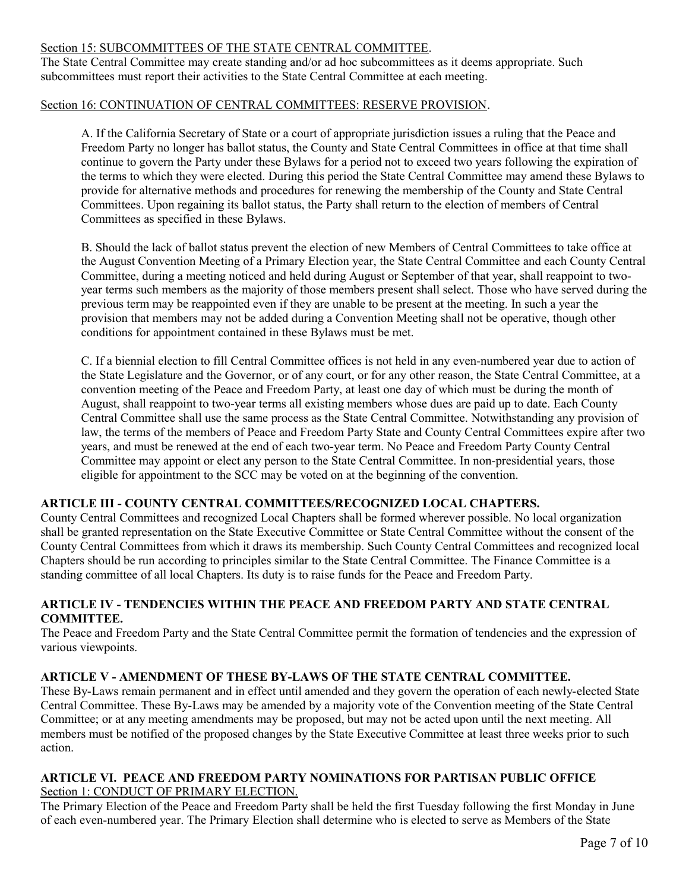Section 15: SUBCOMMITTEES OF THE STATE CENTRAL COMMITTEE.

The State Central Committee may create standing and/or ad hoc subcommittees as it deems appropriate. Such subcommittees must report their activities to the State Central Committee at each meeting.

Section 16: CONTINUATION OF CENTRAL COMMITTEES: RESERVE PROVISION.

A. If the California Secretary of State or a court of appropriate jurisdiction issues a ruling that the Peace and Freedom Party no longer has ballot status, the County and State Central Committees in office at that time shall continue to govern the Party under these Bylaws for a period not to exceed two years following the expiration of the terms to which they were elected. During this period the State Central Committee may amend these Bylaws to provide for alternative methods and procedures for renewing the membership of the County and State Central Committees. Upon regaining its ballot status, the Party shall return to the election of members of Central Committees as specified in these Bylaws.

B. Should the lack of ballot status prevent the election of new Members of Central Committees to take office at the August Convention Meeting of a Primary Election year, the State Central Committee and each County Central Committee, during a meeting noticed and held during August or September of that year, shall reappoint to two-year terms such members as the majority of those members present shall select. Those who have served during the previous term may be reappointed even if they are unable to be present at the meeting. In such a year the provision that members may not be added during a Convention Meeting shall not be operative, though other conditions for appointment contained in these Bylaws must be met.

C. If a biennial election to fill Central Committee offices is not held in any even-numbered year due to action of the State Legislature and the Governor, or of any court, or for any other reason, the State Central Committee, at a convention meeting of the Peace and Freedom Party, at least one day of which must be during the month of August, shall reappoint to two-year terms all existing members whose dues are paid up to date. Each County Central Committee shall use the same process as the State Central Committee. Notwithstanding any provision of law, the terms of the members of Peace and Freedom Party State and County Central Committees expire after two years, and must be renewed at the end of each two-year term. No Peace and Freedom Party County Central Committee may appoint or elect any person to the State Central Committee. In non-presidential years, those eligible for appointment to the SCC may be voted on at the beginning of the convention.

## ARTICLE III - COUNTY CENTRAL COMMITTEES/RECOGNIZED LOCAL CHAPTERS.

County Central Committees and recognized Local Chapters shall be formed wherever possible. No local organization shall be granted representation on the State Executive Committee or State Central Committee without the consent of the County Central Committees from which it draws its membership. Such County Central Committees and recognized local Chapters should be run according to principles similar to the State Central Committee. The Finance Committee is a standing committee of all local Chapters. Its duty is to raise funds for the Peace and Freedom Party.

## ARTICLE IV - TENDENCIES WITHIN THE PEACE AND FREEDOM PARTY AND STATE CENTRAL COMMITTEE.

The Peace and Freedom Party and the State Central Committee permit the formation of tendencies and the expression of various viewpoints.

## ARTICLE V - AMENDMENT OF THESE BY-LAWS OF THE STATE CENTRAL COMMITTEE.

These By-Laws remain permanent and in effect until amended and they govern the operation of each newly-elected State Central Committee. These By-Laws may be amended by a majority vote of the Convention meeting of the State Central Committee; or at any meeting amendments may be proposed, but may not be acted upon until the next meeting. All members must be notified of the proposed changes by the State Executive Committee at least three weeks prior to such action.

## ARTICLE VI. PEACE AND FREEDOM PARTY NOMINATIONS FOR PARTISAN PUBLIC OFFICE

Section 1: CONDUCT OF PRIMARY ELECTION.

The Primary Election of the Peace and Freedom Party shall be held the first Tuesday following the first Monday in June of each even-numbered year. The Primary Election shall determine who is elected to serve as Members of the State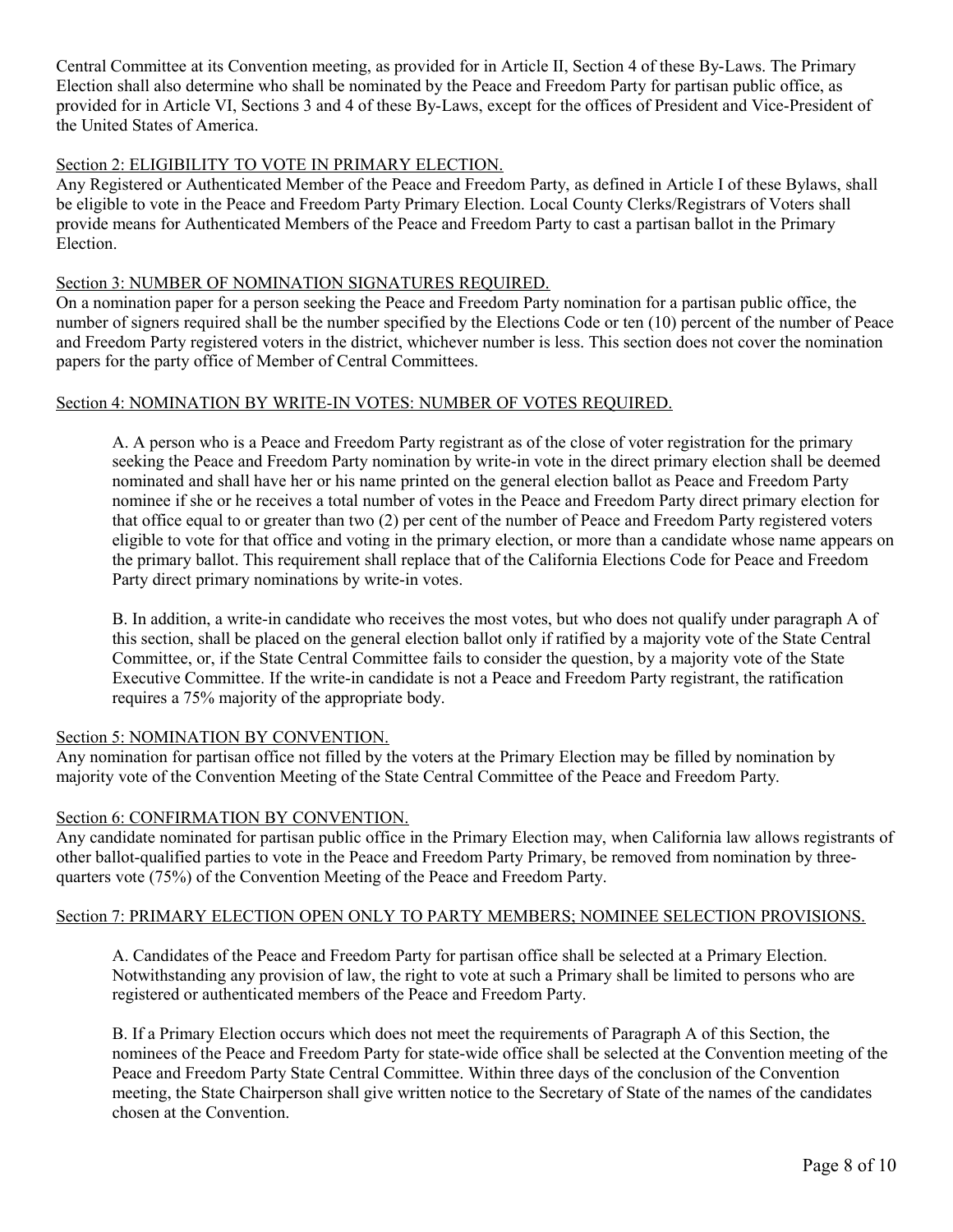Central Committee at its Convention meeting, as provided for in Article II, Section 4 of these By-Laws. The Primary Election shall also determine who shall be nominated by the Peace and Freedom Party for partisan public office, as provided for in Article VI, Sections 3 and 4 of these By-Laws, except for the offices of President and Vice-President of the United States of America.

Section 2: ELIGIBILITY TO VOTE IN PRIMARY ELECTION.

Any Registered or Authenticated Member of the Peace and Freedom Party, as defined in Article I of these Bylaws, shall be eligible to vote in the Peace and Freedom Party Primary Election. Local County Clerks/Registrars of Voters shall provide means for Authenticated Members of the Peace and Freedom Party to cast a partisan ballot in the Primary Election.

Section 3: NUMBER OF NOMINATION SIGNATURES REQUIRED.

On a nomination paper for a person seeking the Peace and Freedom Party nomination for a partisan public office, the number of signers required shall be the number specified by the Elections Code or ten (10) percent of the number of Peace and Freedom Party registered voters in the district, whichever number is less. This section does not cover the nomination papers for the party office of Member of Central Committees.

Section 4: NOMINATION BY WRITE-IN VOTES: NUMBER OF VOTES REQUIRED.

A. A person who is a Peace and Freedom Party registrant as of the close of voter registration for the primary seeking the Peace and Freedom Party nomination by write-in vote in the direct primary election shall be deemed nominated and shall have her or his name printed on the general election ballot as Peace and Freedom Party nominee if she or he receives a total number of votes in the Peace and Freedom Party direct primary election for that office equal to or greater than two (2) per cent of the number of Peace and Freedom Party registered voters eligible to vote for that office and voting in the primary election, or more than a candidate whose name appears on the primary ballot. This requirement shall replace that of the California Elections Code for Peace and Freedom Party direct primary nominations by write-in votes.

B. In addition, a write-in candidate who receives the most votes, but who does not qualify under paragraph A of this section, shall be placed on the general election ballot only if ratified by a majority vote of the State Central Committee, or, if the State Central Committee fails to consider the question, by a majority vote of the State Executive Committee. If the write-in candidate is not a Peace and Freedom Party registrant, the ratification requires a 75% majority of the appropriate body.

Section 5: NOMINATION BY CONVENTION.

Any nomination for partisan office not filled by the voters at the Primary Election may be filled by nomination by majority vote of the Convention Meeting of the State Central Committee of the Peace and Freedom Party.

Section 6: CONFIRMATION BY CONVENTION.

Any candidate nominated for partisan public office in the Primary Election may, when California law allows registrants of other ballot-qualified parties to vote in the Peace and Freedom Party Primary, be removed from nomination by three-quarters vote (75%) of the Convention Meeting of the Peace and Freedom Party.

Section 7: PRIMARY ELECTION OPEN ONLY TO PARTY MEMBERS; NOMINEE SELECTION PROVISIONS.

A. Candidates of the Peace and Freedom Party for partisan office shall be selected at a Primary Election. Notwithstanding any provision of law, the right to vote at such a Primary shall be limited to persons who are registered or authenticated members of the Peace and Freedom Party.

B. If a Primary Election occurs which does not meet the requirements of Paragraph A of this Section, the nominees of the Peace and Freedom Party for state-wide office shall be selected at the Convention meeting of the Peace and Freedom Party State Central Committee. Within three days of the conclusion of the Convention meeting, the State Chairperson shall give written notice to the Secretary of State of the names of the candidates chosen at the Convention.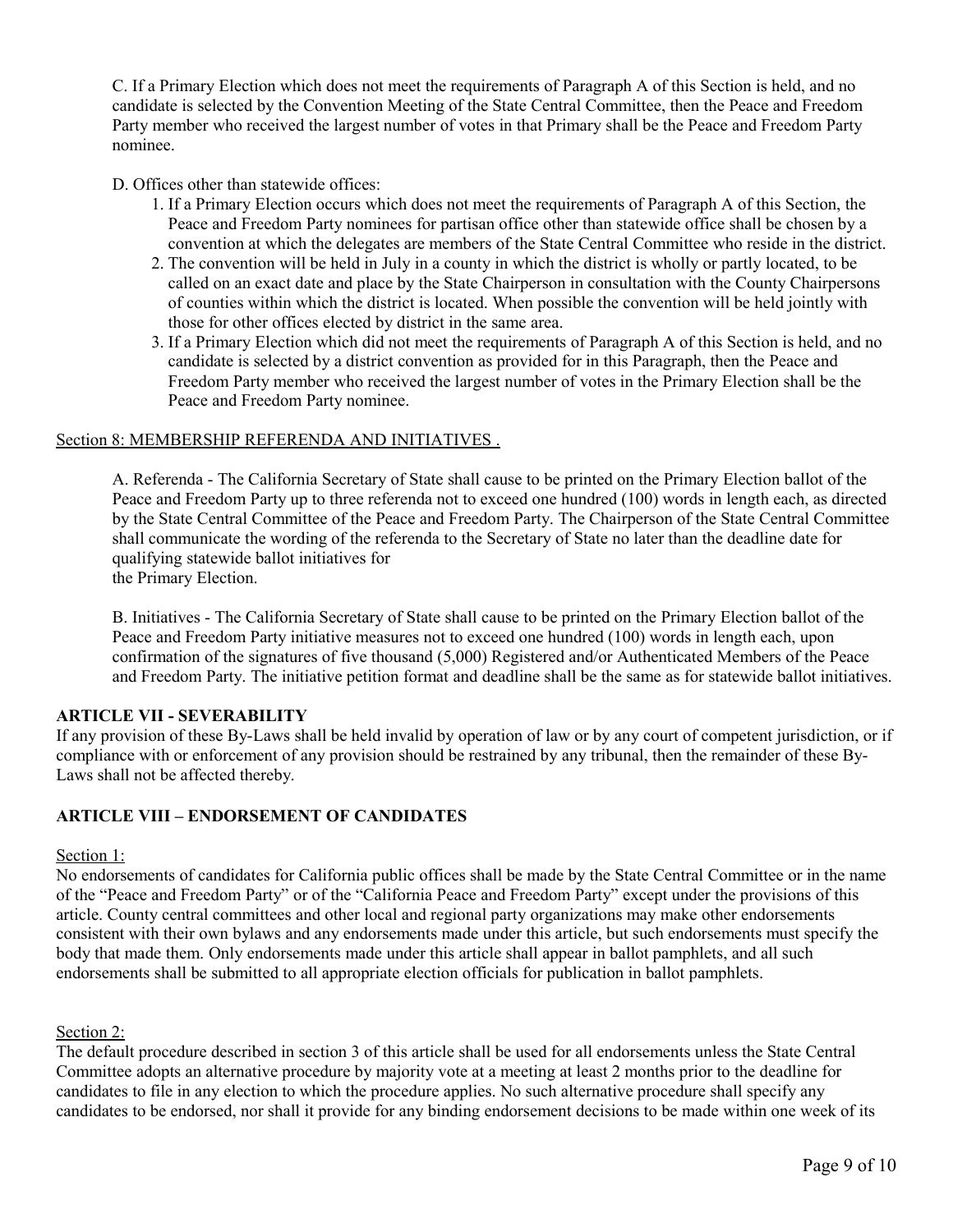C. If a Primary Election which does not meet the requirements of Paragraph A of this Section is held, and no candidate is selected by the Convention Meeting of the State Central Committee, then the Peace and Freedom Party member who received the largest number of votes in that Primary shall be the Peace and Freedom Party nominee.

D. Offices other than statewide offices:

1. If a Primary Election occurs which does not meet the requirements of Paragraph A of this Section, the Peace and Freedom Party nominees for partisan office other than statewide office shall be chosen by a convention at which the delegates are members of the State Central Committee who reside in the district.
2. The convention will be held in July in a county in which the district is wholly or partly located, to be called on an exact date and place by the State Chairperson in consultation with the County Chairpersons of counties within which the district is located. When possible the convention will be held jointly with those for other offices elected by district in the same area.
3. If a Primary Election which did not meet the requirements of Paragraph A of this Section is held, and no candidate is selected by a district convention as provided for in this Paragraph, then the Peace and Freedom Party member who received the largest number of votes in the Primary Election shall be the Peace and Freedom Party nominee.

Section 8: MEMBERSHIP REFERENDA AND INITIATIVES .

A. Referenda - The California Secretary of State shall cause to be printed on the Primary Election ballot of the Peace and Freedom Party up to three referenda not to exceed one hundred (100) words in length each, as directed by the State Central Committee of the Peace and Freedom Party. The Chairperson of the State Central Committee shall communicate the wording of the referenda to the Secretary of State no later than the deadline date for qualifying statewide ballot initiatives for
the Primary Election.

B. Initiatives - The California Secretary of State shall cause to be printed on the Primary Election ballot of the Peace and Freedom Party initiative measures not to exceed one hundred (100) words in length each, upon confirmation of the signatures of five thousand (5,000) Registered and/or Authenticated Members of the Peace and Freedom Party. The initiative petition format and deadline shall be the same as for statewide ballot initiatives.

## ARTICLE VII - SEVERABILITY

If any provision of these By-Laws shall be held invalid by operation of law or by any court of competent jurisdiction, or if compliance with or enforcement of any provision should be restrained by any tribunal, then the remainder of these By-Laws shall not be affected thereby.

## ARTICLE VIII – ENDORSEMENT OF CANDIDATES

Section 1:

No endorsements of candidates for California public offices shall be made by the State Central Committee or in the name of the "Peace and Freedom Party" or of the "California Peace and Freedom Party" except under the provisions of this article. County central committees and other local and regional party organizations may make other endorsements consistent with their own bylaws and any endorsements made under this article, but such endorsements must specify the body that made them. Only endorsements made under this article shall appear in ballot pamphlets, and all such endorsements shall be submitted to all appropriate election officials for publication in ballot pamphlets.

Section 2:

The default procedure described in section 3 of this article shall be used for all endorsements unless the State Central Committee adopts an alternative procedure by majority vote at a meeting at least 2 months prior to the deadline for candidates to file in any election to which the procedure applies. No such alternative procedure shall specify any candidates to be endorsed, nor shall it provide for any binding endorsement decisions to be made within one week of its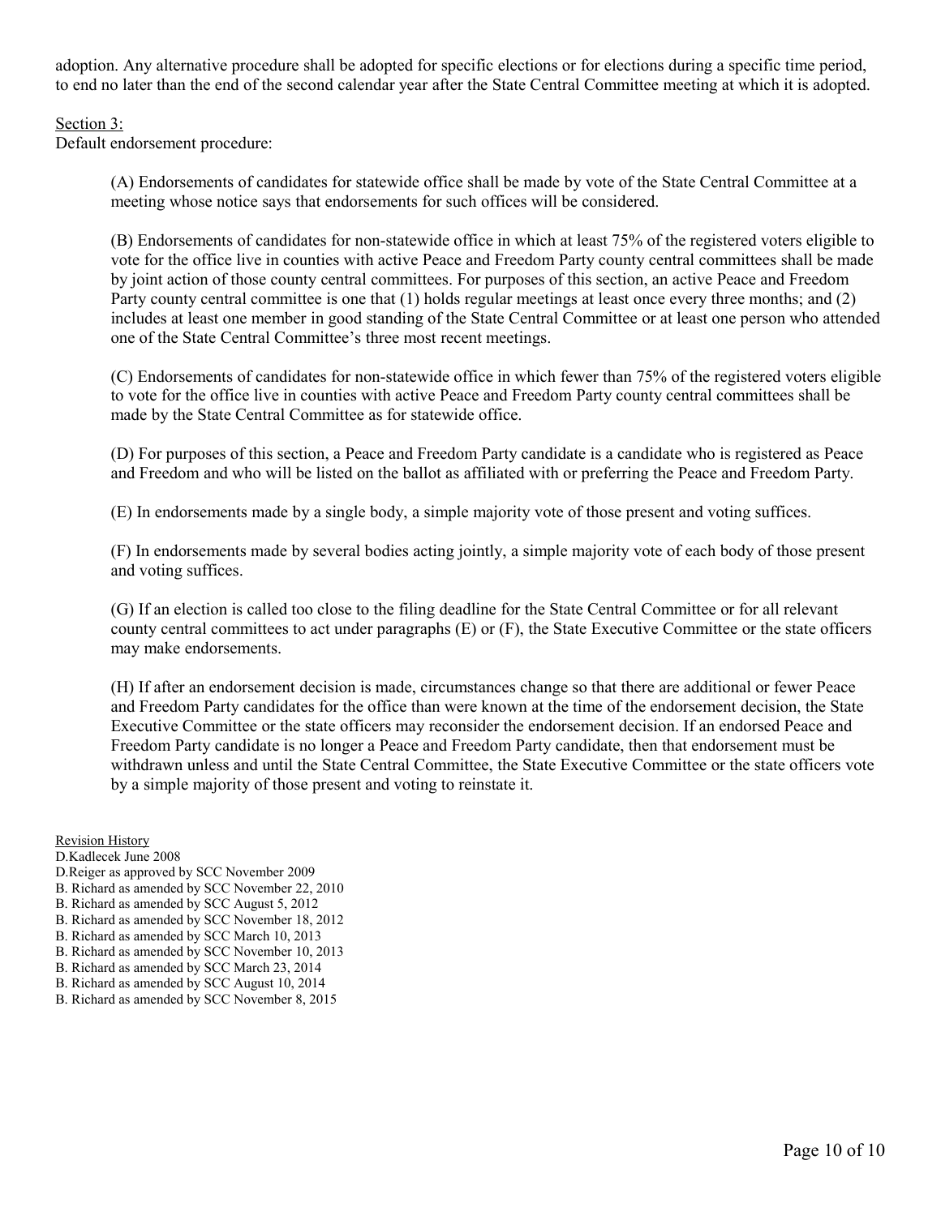adoption. Any alternative procedure shall be adopted for specific elections or for elections during a specific time period, to end no later than the end of the second calendar year after the State Central Committee meeting at which it is adopted.

Section 3:

Default endorsement procedure:

(A) Endorsements of candidates for statewide office shall be made by vote of the State Central Committee at a meeting whose notice says that endorsements for such offices will be considered.

(B) Endorsements of candidates for non-statewide office in which at least 75% of the registered voters eligible to vote for the office live in counties with active Peace and Freedom Party county central committees shall be made by joint action of those county central committees. For purposes of this section, an active Peace and Freedom Party county central committee is one that (1) holds regular meetings at least once every three months; and (2) includes at least one member in good standing of the State Central Committee or at least one person who attended one of the State Central Committee's three most recent meetings.

(C) Endorsements of candidates for non-statewide office in which fewer than 75% of the registered voters eligible to vote for the office live in counties with active Peace and Freedom Party county central committees shall be made by the State Central Committee as for statewide office.

(D) For purposes of this section, a Peace and Freedom Party candidate is a candidate who is registered as Peace and Freedom and who will be listed on the ballot as affiliated with or preferring the Peace and Freedom Party.

(E) In endorsements made by a single body, a simple majority vote of those present and voting suffices.

(F) In endorsements made by several bodies acting jointly, a simple majority vote of each body of those present and voting suffices.

(G) If an election is called too close to the filing deadline for the State Central Committee or for all relevant county central committees to act under paragraphs (E) or (F), the State Executive Committee or the state officers may make endorsements.

(H) If after an endorsement decision is made, circumstances change so that there are additional or fewer Peace and Freedom Party candidates for the office than were known at the time of the endorsement decision, the State Executive Committee or the state officers may reconsider the endorsement decision. If an endorsed Peace and Freedom Party candidate is no longer a Peace and Freedom Party candidate, then that endorsement must be withdrawn unless and until the State Central Committee, the State Executive Committee or the state officers vote by a simple majority of those present and voting to reinstate it.

Revision History

D.Kadlecek June 2008

D.Reiger as approved by SCC November 2009

B. Richard as amended by SCC November 22, 2010

B. Richard as amended by SCC August 5, 2012

B. Richard as amended by SCC November 18, 2012

B. Richard as amended by SCC March 10, 2013

B. Richard as amended by SCC November 10, 2013

B. Richard as amended by SCC March 23, 2014

B. Richard as amended by SCC August 10, 2014

B. Richard as amended by SCC November 8, 2015